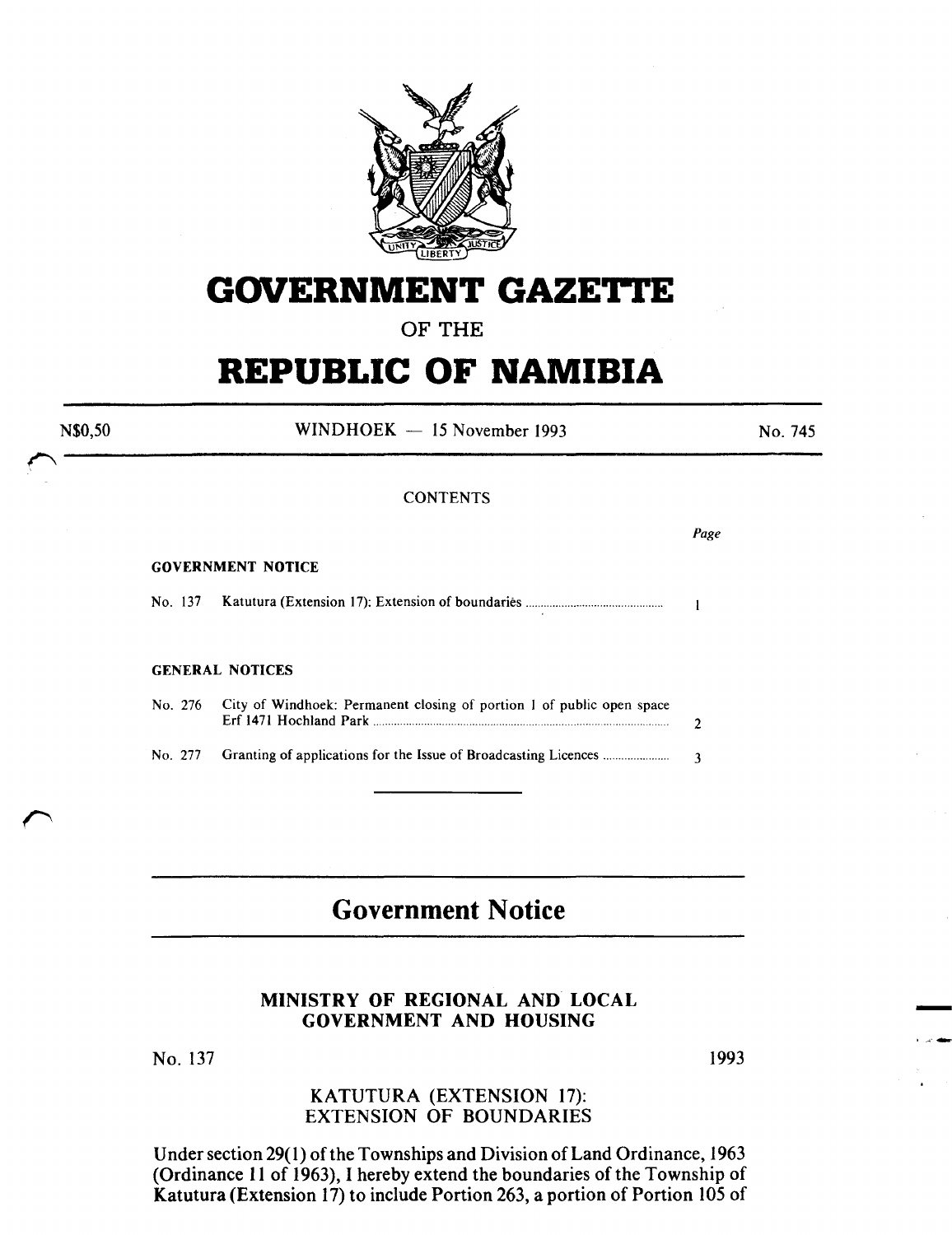# GOVERNMENT GAZETTE

OF THE

# REPUBLIC OF NAMIBIA

N$0,50 WINDHOEK — 15 November 1993 No. 745

CONTENTS

| | | Page |
|---|---|---|
| **GOVERNMENT NOTICE** | | |
| No. 137 | Katutura (Extension 17): Extension of boundaries | 1 |
| **GENERAL NOTICES** | | |
| No. 276 | City of Windhoek: Permanent closing of portion 1 of public open space Erf 1471 Hochland Park | 2 |
| No. 277 | Granting of applications for the Issue of Broadcasting Licences | 3 |

## Government Notice

### MINISTRY OF REGIONAL AND LOCAL GOVERNMENT AND HOUSING

No. 137 1993

### KATUTURA (EXTENSION 17): EXTENSION OF BOUNDARIES

Under section 29(1) of the Townships and Division of Land Ordinance, 1963 (Ordinance 11 of 1963), I hereby extend the boundaries of the Township of Katutura (Extension 17) to include Portion 263, a portion of Portion 105 of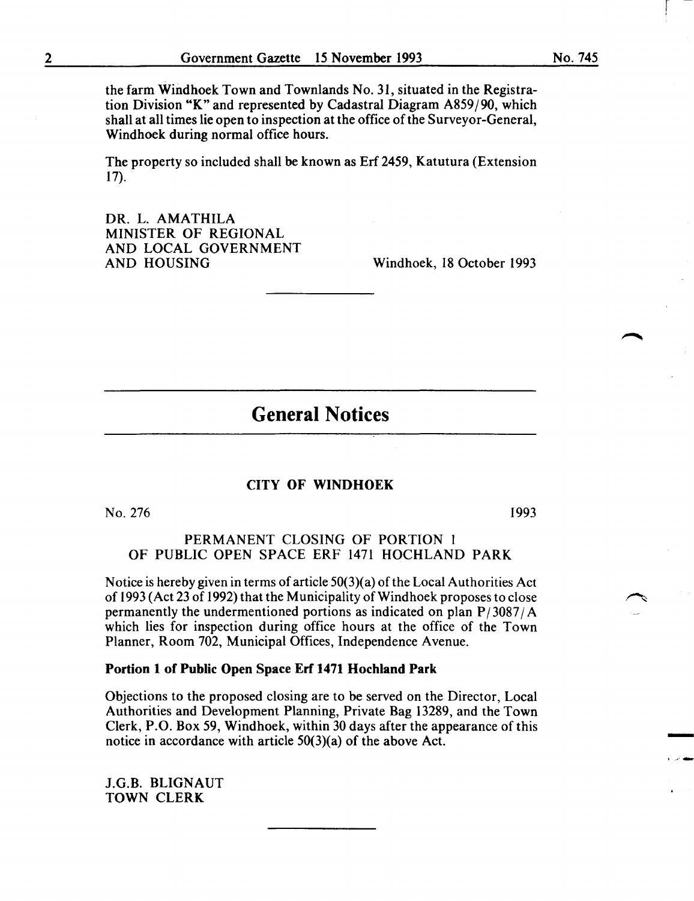the farm Windhoek Town and Townlands No. 31, situated in the Registration Division "K" and represented by Cadastral Diagram A859/90, which shall at all times lie open to inspection at the office of the Surveyor-General, Windhoek during normal office hours.

The property so included shall be known as Erf 2459, Katutura (Extension 17).

DR. L. AMATHILA
MINISTER OF REGIONAL
AND LOCAL GOVERNMENT
AND HOUSING

Windhoek, 18 October 1993

---

# General Notices

---

## CITY OF WINDHOEK

No. 276

1993

### PERMANENT CLOSING OF PORTION 1 OF PUBLIC OPEN SPACE ERF 1471 HOCHLAND PARK

Notice is hereby given in terms of article 50(3)(a) of the Local Authorities Act of 1993 (Act 23 of 1992) that the Municipality of Windhoek proposes to close permanently the undermentioned portions as indicated on plan P/3087/A which lies for inspection during office hours at the office of the Town Planner, Room 702, Municipal Offices, Independence Avenue.

**Portion 1 of Public Open Space Erf 1471 Hochland Park**

Objections to the proposed closing are to be served on the Director, Local Authorities and Development Planning, Private Bag 13289, and the Town Clerk, P.O. Box 59, Windhoek, within 30 days after the appearance of this notice in accordance with article 50(3)(a) of the above Act.

J.G.B. BLIGNAUT
TOWN CLERK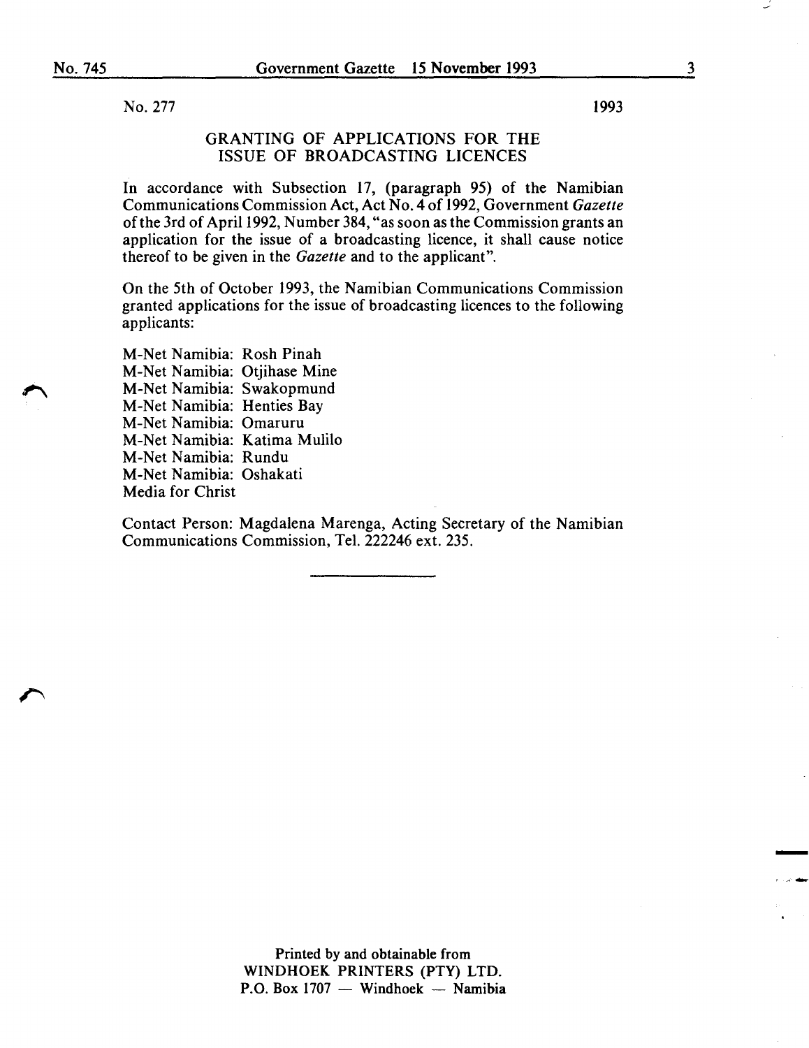No. 277 1993

## GRANTING OF APPLICATIONS FOR THE ISSUE OF BROADCASTING LICENCES

In accordance with Subsection 17, (paragraph 95) of the Namibian Communications Commission Act, Act No. 4 of 1992, Government *Gazette* of the 3rd of April 1992, Number 384, "as soon as the Commission grants an application for the issue of a broadcasting licence, it shall cause notice thereof to be given in the *Gazette* and to the applicant".

On the 5th of October 1993, the Namibian Communications Commission granted applications for the issue of broadcasting licences to the following applicants:

M-Net Namibia: Rosh Pinah
M-Net Namibia: Otjihase Mine
M-Net Namibia: Swakopmund
M-Net Namibia: Henties Bay
M-Net Namibia: Omaruru
M-Net Namibia: Katima Mulilo
M-Net Namibia: Rundu
M-Net Namibia: Oshakati
Media for Christ

Contact Person: Magdalena Marenga, Acting Secretary of the Namibian Communications Commission, Tel. 222246 ext. 235.

---

Printed by and obtainable from
WINDHOEK PRINTERS (PTY) LTD.
P.O. Box 1707 — Windhoek — Namibia